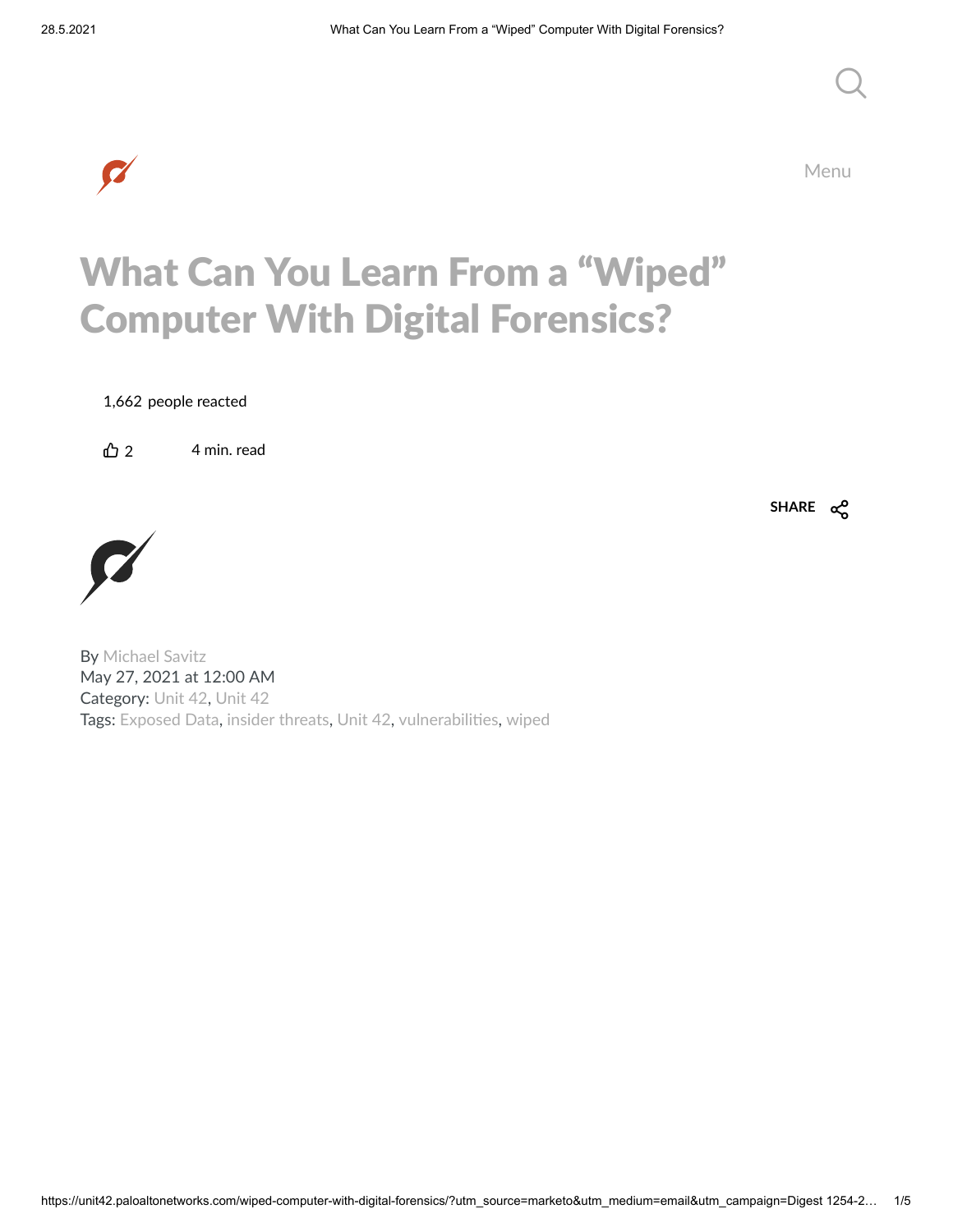Menu

# What Can You Learn From a "Wiped" Computer With Digital Forensics?

1,662 people reacted

2 4 min. read

SHARE

By Michael Savitz
May 27, 2021 at 12:00 AM
Category: Unit 42, Unit 42
Tags: Exposed Data, insider threats, Unit 42, vulnerabilities, wiped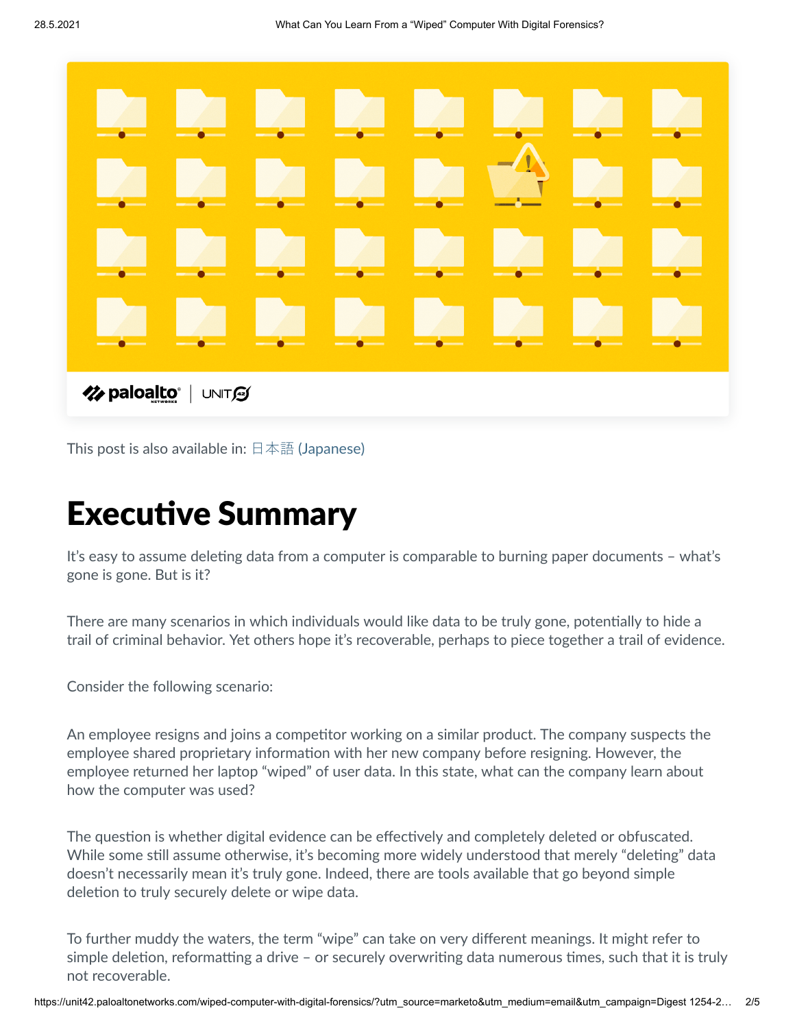This post is also available in: 日本語 (Japanese)

# Executive Summary

It's easy to assume deleting data from a computer is comparable to burning paper documents – what's gone is gone. But is it?

There are many scenarios in which individuals would like data to be truly gone, potentially to hide a trail of criminal behavior. Yet others hope it's recoverable, perhaps to piece together a trail of evidence.

Consider the following scenario:

An employee resigns and joins a competitor working on a similar product. The company suspects the employee shared proprietary information with her new company before resigning. However, the employee returned her laptop "wiped" of user data. In this state, what can the company learn about how the computer was used?

The question is whether digital evidence can be effectively and completely deleted or obfuscated. While some still assume otherwise, it's becoming more widely understood that merely "deleting" data doesn't necessarily mean it's truly gone. Indeed, there are tools available that go beyond simple deletion to truly securely delete or wipe data.

To further muddy the waters, the term "wipe" can take on very different meanings. It might refer to simple deletion, reformatting a drive – or securely overwriting data numerous times, such that it is truly not recoverable.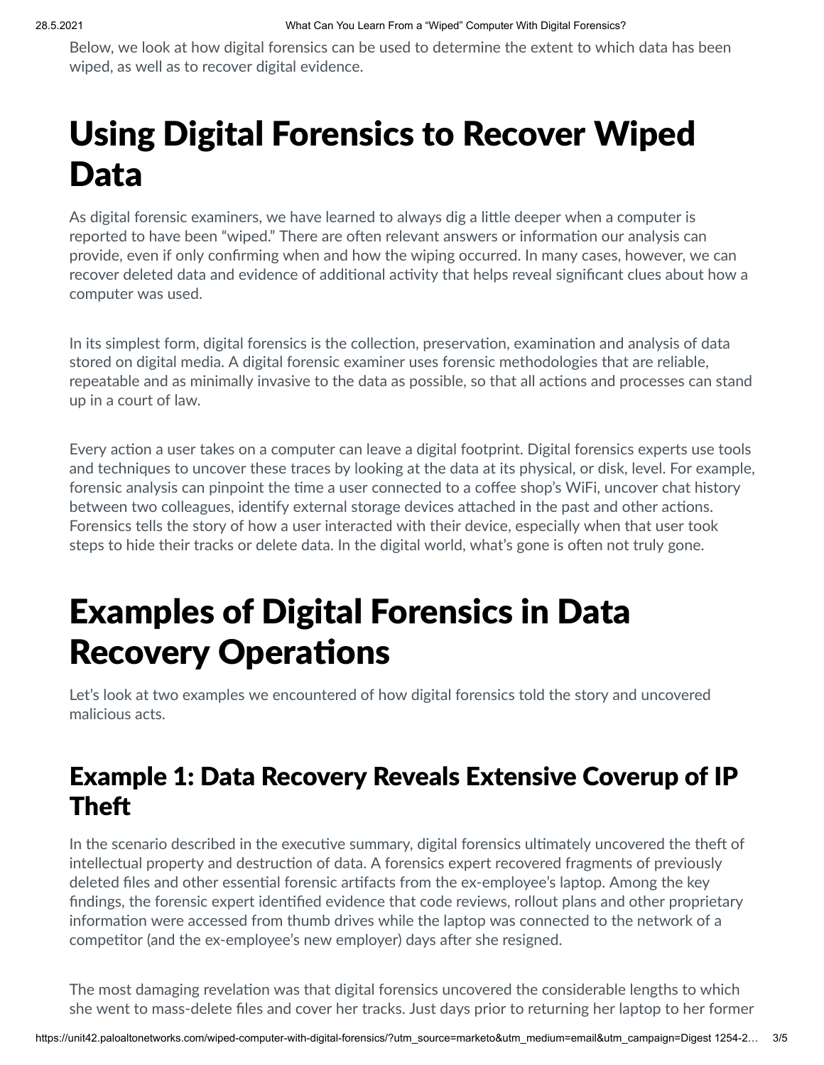Below, we look at how digital forensics can be used to determine the extent to which data has been wiped, as well as to recover digital evidence.

# Using Digital Forensics to Recover Wiped Data

As digital forensic examiners, we have learned to always dig a little deeper when a computer is reported to have been "wiped." There are often relevant answers or information our analysis can provide, even if only confirming when and how the wiping occurred. In many cases, however, we can recover deleted data and evidence of additional activity that helps reveal significant clues about how a computer was used.

In its simplest form, digital forensics is the collection, preservation, examination and analysis of data stored on digital media. A digital forensic examiner uses forensic methodologies that are reliable, repeatable and as minimally invasive to the data as possible, so that all actions and processes can stand up in a court of law.

Every action a user takes on a computer can leave a digital footprint. Digital forensics experts use tools and techniques to uncover these traces by looking at the data at its physical, or disk, level. For example, forensic analysis can pinpoint the time a user connected to a coffee shop's WiFi, uncover chat history between two colleagues, identify external storage devices attached in the past and other actions. Forensics tells the story of how a user interacted with their device, especially when that user took steps to hide their tracks or delete data. In the digital world, what's gone is often not truly gone.

# Examples of Digital Forensics in Data Recovery Operations

Let's look at two examples we encountered of how digital forensics told the story and uncovered malicious acts.

## Example 1: Data Recovery Reveals Extensive Coverup of IP Theft

In the scenario described in the executive summary, digital forensics ultimately uncovered the theft of intellectual property and destruction of data. A forensics expert recovered fragments of previously deleted files and other essential forensic artifacts from the ex-employee's laptop. Among the key findings, the forensic expert identified evidence that code reviews, rollout plans and other proprietary information were accessed from thumb drives while the laptop was connected to the network of a competitor (and the ex-employee's new employer) days after she resigned.

The most damaging revelation was that digital forensics uncovered the considerable lengths to which she went to mass-delete files and cover her tracks. Just days prior to returning her laptop to her former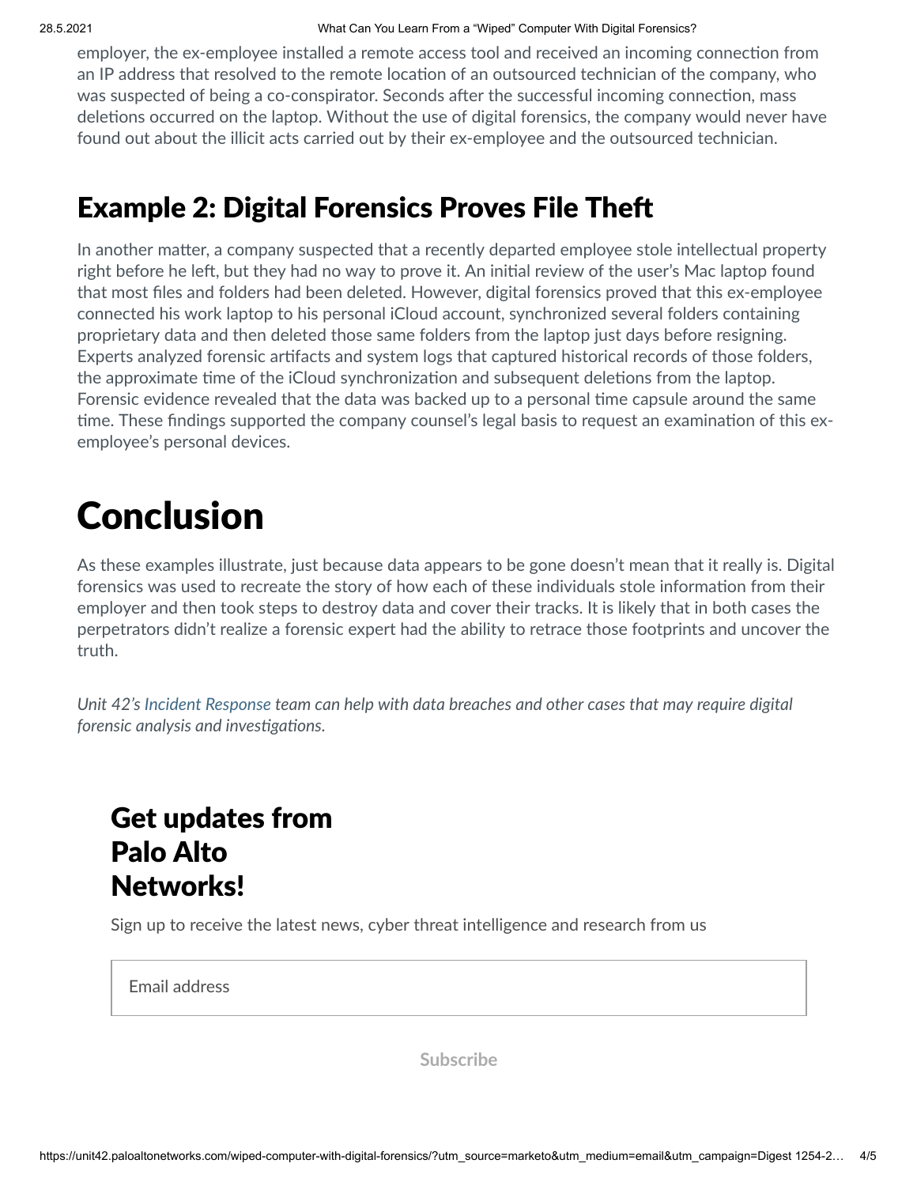employer, the ex-employee installed a remote access tool and received an incoming connection from an IP address that resolved to the remote location of an outsourced technician of the company, who was suspected of being a co-conspirator. Seconds after the successful incoming connection, mass deletions occurred on the laptop. Without the use of digital forensics, the company would never have found out about the illicit acts carried out by their ex-employee and the outsourced technician.

## Example 2: Digital Forensics Proves File Theft

In another matter, a company suspected that a recently departed employee stole intellectual property right before he left, but they had no way to prove it. An initial review of the user's Mac laptop found that most files and folders had been deleted. However, digital forensics proved that this ex-employee connected his work laptop to his personal iCloud account, synchronized several folders containing proprietary data and then deleted those same folders from the laptop just days before resigning. Experts analyzed forensic artifacts and system logs that captured historical records of those folders, the approximate time of the iCloud synchronization and subsequent deletions from the laptop. Forensic evidence revealed that the data was backed up to a personal time capsule around the same time. These findings supported the company counsel's legal basis to request an examination of this ex-employee's personal devices.

# Conclusion

As these examples illustrate, just because data appears to be gone doesn't mean that it really is. Digital forensics was used to recreate the story of how each of these individuals stole information from their employer and then took steps to destroy data and cover their tracks. It is likely that in both cases the perpetrators didn't realize a forensic expert had the ability to retrace those footprints and uncover the truth.

*Unit 42's Incident Response team can help with data breaches and other cases that may require digital forensic analysis and investigations.*

## Get updates from Palo Alto Networks!

Sign up to receive the latest news, cyber threat intelligence and research from us

Email address

Subscribe